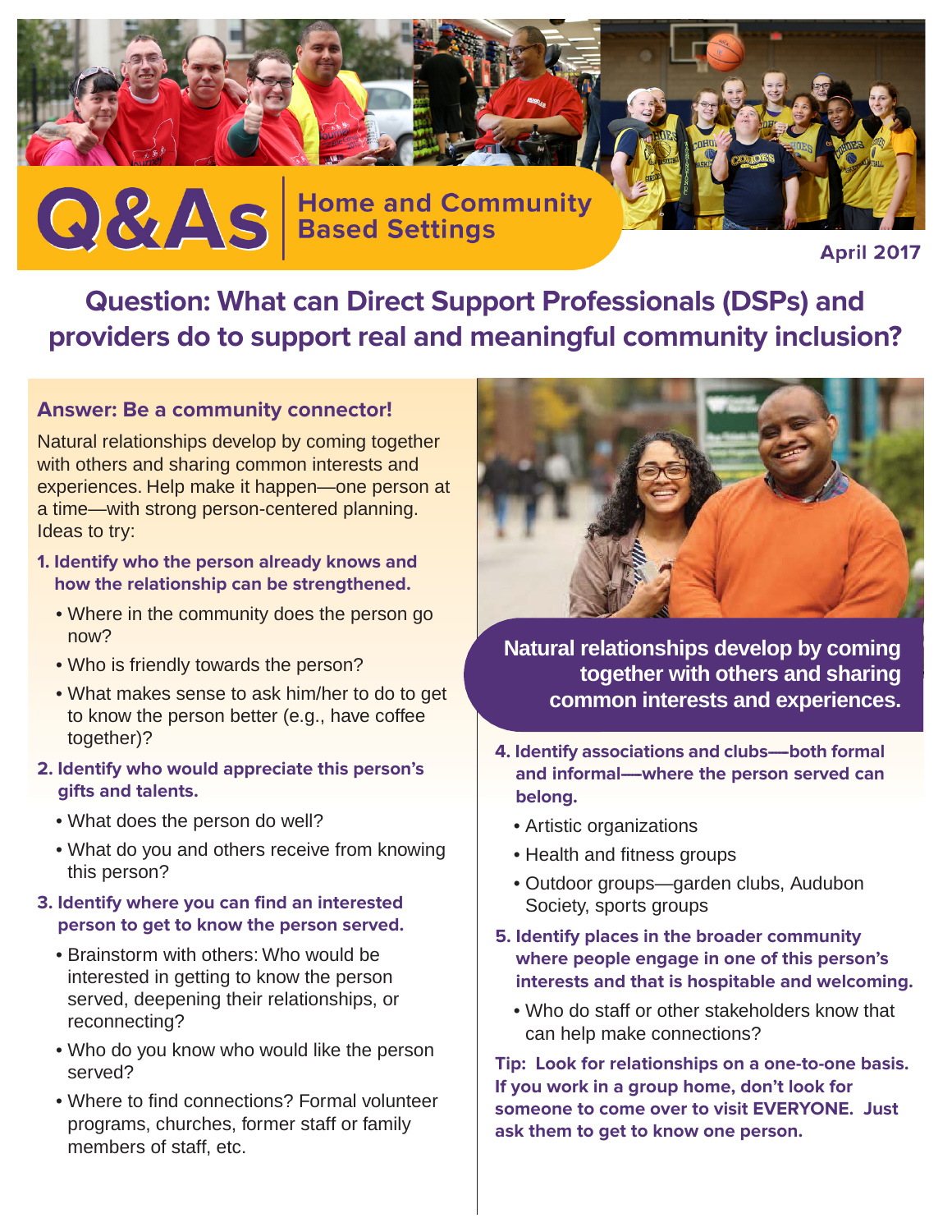# Q&As Home and Community Based Settings

April 2017

## Question: What can Direct Support Professionals (DSPs) and providers do to support real and meaningful community inclusion?

### Answer: Be a community connector!

Natural relationships develop by coming together with others and sharing common interests and experiences. Help make it happen—one person at a time—with strong person-centered planning. Ideas to try:

**1. Identify who the person already knows and how the relationship can be strengthened.**

- Where in the community does the person go now?
- Who is friendly towards the person?
- What makes sense to ask him/her to do to get to know the person better (e.g., have coffee together)?

**2. Identify who would appreciate this person's gifts and talents.**

- What does the person do well?
- What do you and others receive from knowing this person?

**3. Identify where you can find an interested person to get to know the person served.**

- Brainstorm with others: Who would be interested in getting to know the person served, deepening their relationships, or reconnecting?
- Who do you know who would like the person served?
- Where to find connections? Formal volunteer programs, churches, former staff or family members of staff, etc.

**Natural relationships develop by coming together with others and sharing common interests and experiences.**

**4. Identify associations and clubs—both formal and informal—where the person served can belong.**

- Artistic organizations
- Health and fitness groups
- Outdoor groups—garden clubs, Audubon Society, sports groups

**5. Identify places in the broader community where people engage in one of this person's interests and that is hospitable and welcoming.**

- Who do staff or other stakeholders know that can help make connections?

**Tip: Look for relationships on a one-to-one basis. If you work in a group home, don't look for someone to come over to visit EVERYONE. Just ask them to get to know one person.**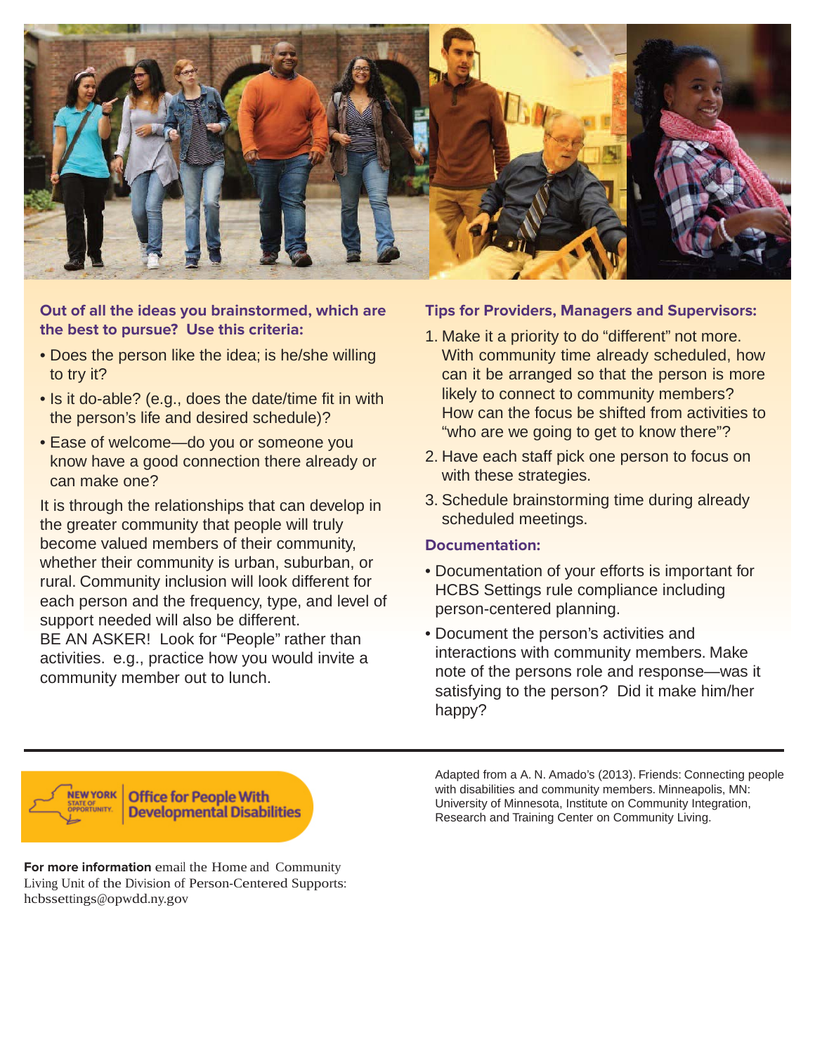**Out of all the ideas you brainstormed, which are the best to pursue? Use this criteria:**

- Does the person like the idea; is he/she willing to try it?
- Is it do-able? (e.g., does the date/time fit in with the person's life and desired schedule)?
- Ease of welcome—do you or someone you know have a good connection there already or can make one?

It is through the relationships that can develop in the greater community that people will truly become valued members of their community, whether their community is urban, suburban, or rural. Community inclusion will look different for each person and the frequency, type, and level of support needed will also be different.
BE AN ASKER! Look for "People" rather than activities. e.g., practice how you would invite a community member out to lunch.

**Tips for Providers, Managers and Supervisors:**

1. Make it a priority to do "different" not more. With community time already scheduled, how can it be arranged so that the person is more likely to connect to community members? How can the focus be shifted from activities to "who are we going to get to know there"?
2. Have each staff pick one person to focus on with these strategies.
3. Schedule brainstorming time during already scheduled meetings.

**Documentation:**

- Documentation of your efforts is important for HCBS Settings rule compliance including person-centered planning.
- Document the person's activities and interactions with community members. Make note of the persons role and response—was it satisfying to the person? Did it make him/her happy?

---

NEW YORK STATE OF OPPORTUNITY. Office for People With Developmental Disabilities

**For more information** email the Home and Community Living Unit of the Division of Person-Centered Supports: hcbssettings@opwdd.ny.gov

Adapted from a A. N. Amado's (2013). Friends: Connecting people with disabilities and community members. Minneapolis, MN: University of Minnesota, Institute on Community Integration, Research and Training Center on Community Living.